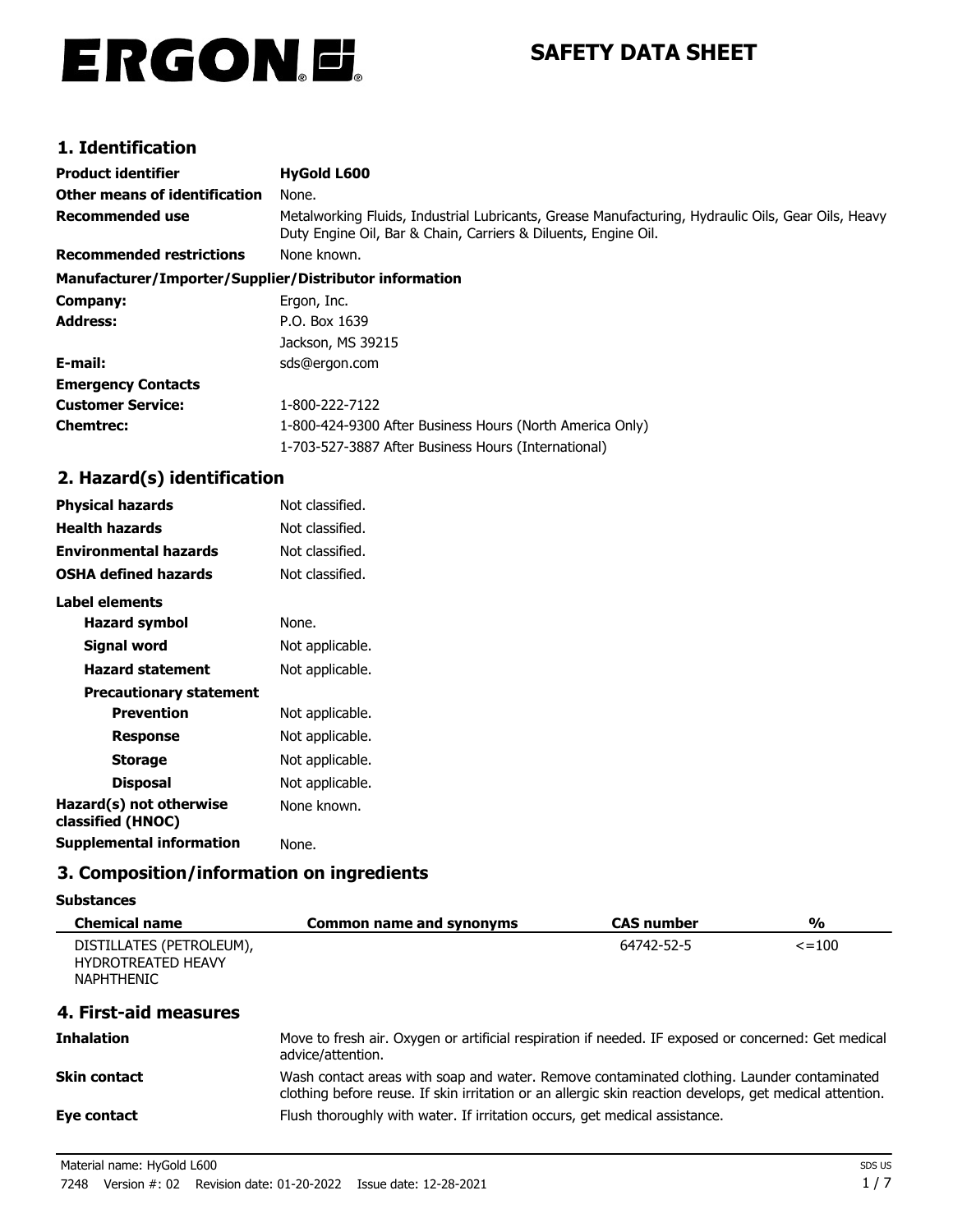# ERGON

# SAFETY DATA SHEET

## 1. Identification

| | |
|---|---|
| **Product identifier** | **HyGold L600** |
| **Other means of identification** | None. |
| **Recommended use** | Metalworking Fluids, Industrial Lubricants, Grease Manufacturing, Hydraulic Oils, Gear Oils, Heavy Duty Engine Oil, Bar & Chain, Carriers & Diluents, Engine Oil. |
| **Recommended restrictions** | None known. |

**Manufacturer/Importer/Supplier/Distributor information**

| | |
|---|---|
| **Company:** | Ergon, Inc. |
| **Address:** | P.O. Box 1639<br>Jackson, MS 39215 |
| **E-mail:** | sds@ergon.com |
| **Emergency Contacts** | |
| **Customer Service:** | 1-800-222-7122 |
| **Chemtrec:** | 1-800-424-9300 After Business Hours (North America Only)<br>1-703-527-3887 After Business Hours (International) |

## 2. Hazard(s) identification

| | |
|---|---|
| **Physical hazards** | Not classified. |
| **Health hazards** | Not classified. |
| **Environmental hazards** | Not classified. |
| **OSHA defined hazards** | Not classified. |

**Label elements**

| | |
|---|---|
| **Hazard symbol** | None. |
| **Signal word** | Not applicable. |
| **Hazard statement** | Not applicable. |
| **Precautionary statement** | |
| **Prevention** | Not applicable. |
| **Response** | Not applicable. |
| **Storage** | Not applicable. |
| **Disposal** | Not applicable. |
| **Hazard(s) not otherwise classified (HNOC)** | None known. |
| **Supplemental information** | None. |

## 3. Composition/information on ingredients

**Substances**

| Chemical name | Common name and synonyms | CAS number | % |
|---|---|---|---|
| DISTILLATES (PETROLEUM), HYDROTREATED HEAVY NAPHTHENIC | | 64742-52-5 | <=100 |

## 4. First-aid measures

| | |
|---|---|
| **Inhalation** | Move to fresh air. Oxygen or artificial respiration if needed. IF exposed or concerned: Get medical advice/attention. |
| **Skin contact** | Wash contact areas with soap and water. Remove contaminated clothing. Launder contaminated clothing before reuse. If skin irritation or an allergic skin reaction develops, get medical attention. |
| **Eye contact** | Flush thoroughly with water. If irritation occurs, get medical assistance. |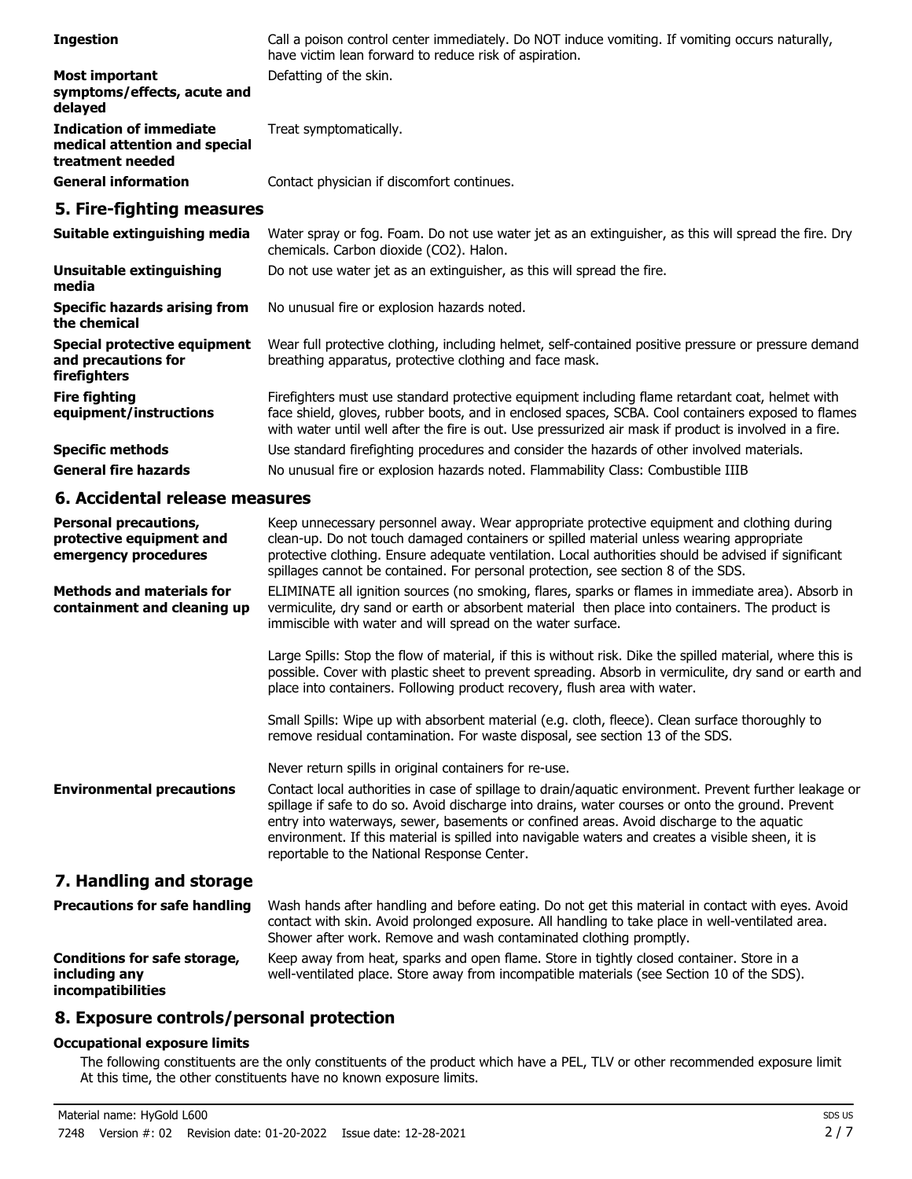**Ingestion** Call a poison control center immediately. Do NOT induce vomiting. If vomiting occurs naturally, have victim lean forward to reduce risk of aspiration.

**Most important symptoms/effects, acute and delayed** Defatting of the skin.

**Indication of immediate medical attention and special treatment needed** Treat symptomatically.

**General information** Contact physician if discomfort continues.

## 5. Fire-fighting measures

**Suitable extinguishing media** Water spray or fog. Foam. Do not use water jet as an extinguisher, as this will spread the fire. Dry chemicals. Carbon dioxide ($CO_2$). Halon.

**Unsuitable extinguishing media** Do not use water jet as an extinguisher, as this will spread the fire.

**Specific hazards arising from the chemical** No unusual fire or explosion hazards noted.

**Special protective equipment and precautions for firefighters** Wear full protective clothing, including helmet, self-contained positive pressure or pressure demand breathing apparatus, protective clothing and face mask.

**Fire fighting equipment/instructions** Firefighters must use standard protective equipment including flame retardant coat, helmet with face shield, gloves, rubber boots, and in enclosed spaces, SCBA. Cool containers exposed to flames with water until well after the fire is out. Use pressurized air mask if product is involved in a fire.

**Specific methods** Use standard firefighting procedures and consider the hazards of other involved materials.

**General fire hazards** No unusual fire or explosion hazards noted. Flammability Class: Combustible IIIB

## 6. Accidental release measures

**Personal precautions, protective equipment and emergency procedures** Keep unnecessary personnel away. Wear appropriate protective equipment and clothing during clean-up. Do not touch damaged containers or spilled material unless wearing appropriate protective clothing. Ensure adequate ventilation. Local authorities should be advised if significant spillages cannot be contained. For personal protection, see section 8 of the SDS.

**Methods and materials for containment and cleaning up** ELIMINATE all ignition sources (no smoking, flares, sparks or flames in immediate area). Absorb in vermiculite, dry sand or earth or absorbent material then place into containers. The product is immiscible with water and will spread on the water surface.

Large Spills: Stop the flow of material, if this is without risk. Dike the spilled material, where this is possible. Cover with plastic sheet to prevent spreading. Absorb in vermiculite, dry sand or earth and place into containers. Following product recovery, flush area with water.

Small Spills: Wipe up with absorbent material (e.g. cloth, fleece). Clean surface thoroughly to remove residual contamination. For waste disposal, see section 13 of the SDS.

Never return spills in original containers for re-use.

**Environmental precautions** Contact local authorities in case of spillage to drain/aquatic environment. Prevent further leakage or spillage if safe to do so. Avoid discharge into drains, water courses or onto the ground. Prevent entry into waterways, sewer, basements or confined areas. Avoid discharge to the aquatic environment. If this material is spilled into navigable waters and creates a visible sheen, it is reportable to the National Response Center.

## 7. Handling and storage

**Precautions for safe handling** Wash hands after handling and before eating. Do not get this material in contact with eyes. Avoid contact with skin. Avoid prolonged exposure. All handling to take place in well-ventilated area. Shower after work. Remove and wash contaminated clothing promptly.

**Conditions for safe storage, including any incompatibilities** Keep away from heat, sparks and open flame. Store in tightly closed container. Store in a well-ventilated place. Store away from incompatible materials (see Section 10 of the SDS).

## 8. Exposure controls/personal protection

### Occupational exposure limits

The following constituents are the only constituents of the product which have a PEL, TLV or other recommended exposure limit At this time, the other constituents have no known exposure limits.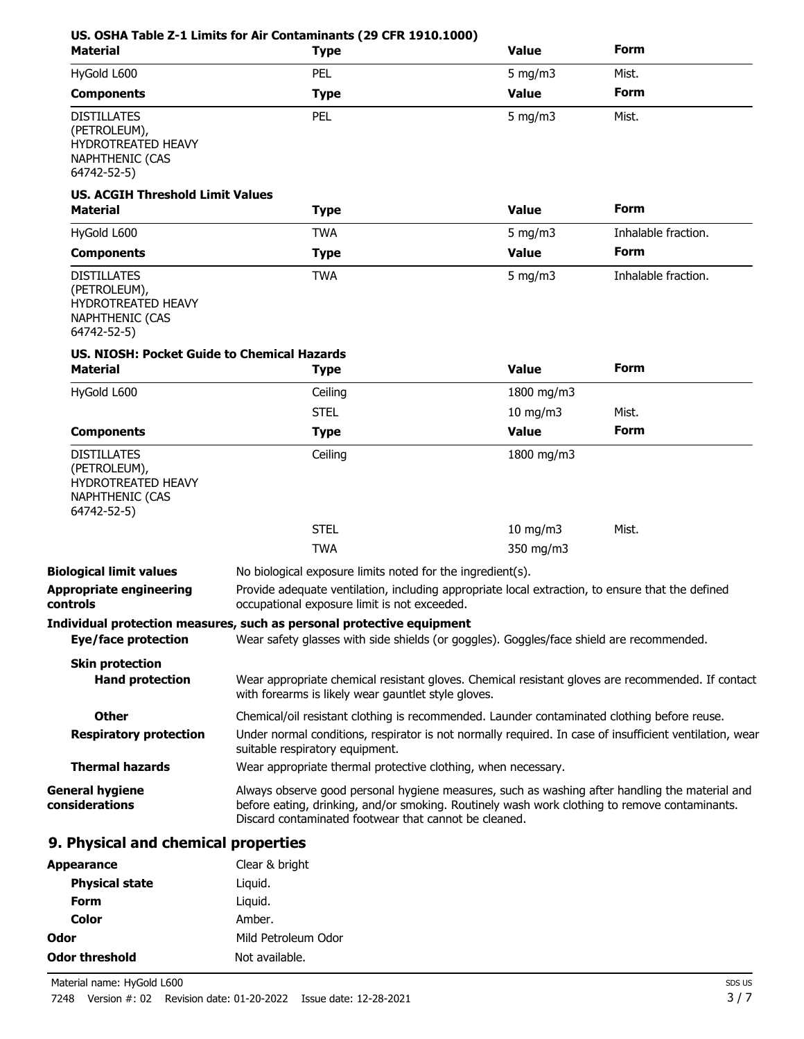**US. OSHA Table Z-1 Limits for Air Contaminants (29 CFR 1910.1000)**

| Material | Type | Value | Form |
|---|---|---|---|
| HyGold L600 | PEL | 5 mg/m3 | Mist. |
| **Components** | **Type** | **Value** | **Form** |
| DISTILLATES (PETROLEUM), HYDROTREATED HEAVY NAPHTHENIC (CAS 64742-52-5) | PEL | 5 mg/m3 | Mist. |

**US. ACGIH Threshold Limit Values**

| Material | Type | Value | Form |
|---|---|---|---|
| HyGold L600 | TWA | 5 mg/m3 | Inhalable fraction. |
| **Components** | **Type** | **Value** | **Form** |
| DISTILLATES (PETROLEUM), HYDROTREATED HEAVY NAPHTHENIC (CAS 64742-52-5) | TWA | 5 mg/m3 | Inhalable fraction. |

**US. NIOSH: Pocket Guide to Chemical Hazards**

| Material | Type | Value | Form |
|---|---|---|---|
| HyGold L600 | Ceiling | 1800 mg/m3 | |
| | STEL | 10 mg/m3 | Mist. |
| **Components** | **Type** | **Value** | **Form** |
| DISTILLATES (PETROLEUM), HYDROTREATED HEAVY NAPHTHENIC (CAS 64742-52-5) | Ceiling | 1800 mg/m3 | |
| | STEL | 10 mg/m3 | Mist. |
| | TWA | 350 mg/m3 | |

**Biological limit values** No biological exposure limits noted for the ingredient(s).

**Appropriate engineering controls** Provide adequate ventilation, including appropriate local extraction, to ensure that the defined occupational exposure limit is not exceeded.

**Individual protection measures, such as personal protective equipment**

**Eye/face protection** Wear safety glasses with side shields (or goggles). Goggles/face shield are recommended.

**Skin protection**

**Hand protection** Wear appropriate chemical resistant gloves. Chemical resistant gloves are recommended. If contact with forearms is likely wear gauntlet style gloves.

**Other** Chemical/oil resistant clothing is recommended. Launder contaminated clothing before reuse.

**Respiratory protection** Under normal conditions, respirator is not normally required. In case of insufficient ventilation, wear suitable respiratory equipment.

**Thermal hazards** Wear appropriate thermal protective clothing, when necessary.

**General hygiene considerations** Always observe good personal hygiene measures, such as washing after handling the material and before eating, drinking, and/or smoking. Routinely wash work clothing to remove contaminants. Discard contaminated footwear that cannot be cleaned.

## 9. Physical and chemical properties

| | |
|---|---|
| **Appearance** | Clear & bright |
| **Physical state** | Liquid. |
| **Form** | Liquid. |
| **Color** | Amber. |
| **Odor** | Mild Petroleum Odor |
| **Odor threshold** | Not available. |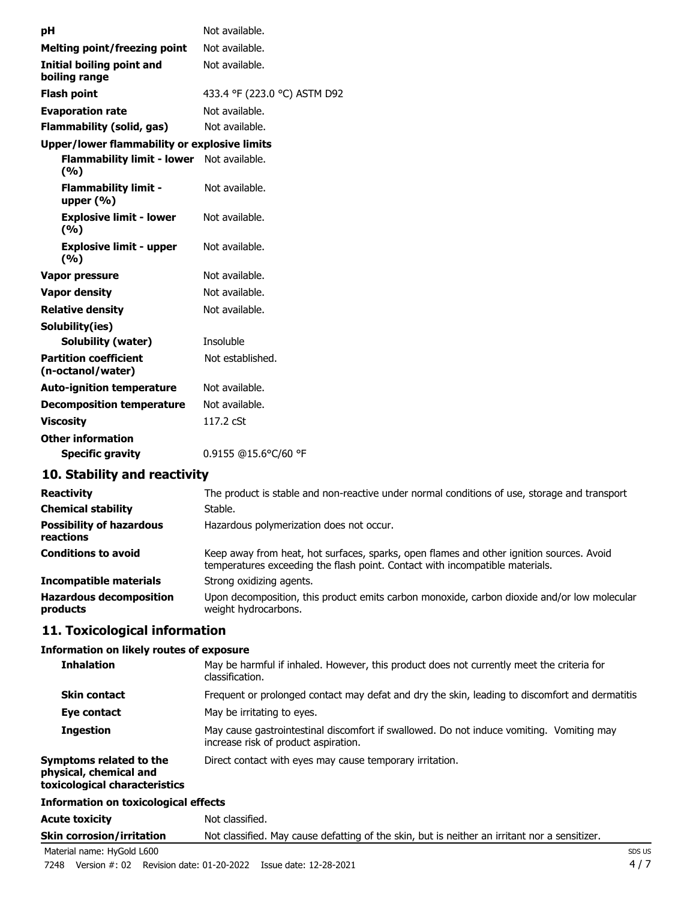| | |
|---|---|
| **pH** | Not available. |
| **Melting point/freezing point** | Not available. |
| **Initial boiling point and boiling range** | Not available. |
| **Flash point** | 433.4 °F (223.0 °C) ASTM D92 |
| **Evaporation rate** | Not available. |
| **Flammability (solid, gas)** | Not available. |
| **Upper/lower flammability or explosive limits** | |
| **Flammability limit - lower (%)** | Not available. |
| **Flammability limit - upper (%)** | Not available. |
| **Explosive limit - lower (%)** | Not available. |
| **Explosive limit - upper (%)** | Not available. |
| **Vapor pressure** | Not available. |
| **Vapor density** | Not available. |
| **Relative density** | Not available. |
| **Solubility(ies)** | |
| **Solubility (water)** | Insoluble |
| **Partition coefficient (n-octanol/water)** | Not established. |
| **Auto-ignition temperature** | Not available. |
| **Decomposition temperature** | Not available. |
| **Viscosity** | 117.2 cSt |
| **Other information** | |
| **Specific gravity** | 0.9155 @15.6°C/60 °F |

## 10. Stability and reactivity

| | |
|---|---|
| **Reactivity** | The product is stable and non-reactive under normal conditions of use, storage and transport |
| **Chemical stability** | Stable. |
| **Possibility of hazardous reactions** | Hazardous polymerization does not occur. |
| **Conditions to avoid** | Keep away from heat, hot surfaces, sparks, open flames and other ignition sources. Avoid temperatures exceeding the flash point. Contact with incompatible materials. |
| **Incompatible materials** | Strong oxidizing agents. |
| **Hazardous decomposition products** | Upon decomposition, this product emits carbon monoxide, carbon dioxide and/or low molecular weight hydrocarbons. |

## 11. Toxicological information

**Information on likely routes of exposure**

| | |
|---|---|
| **Inhalation** | May be harmful if inhaled. However, this product does not currently meet the criteria for classification. |
| **Skin contact** | Frequent or prolonged contact may defat and dry the skin, leading to discomfort and dermatitis |
| **Eye contact** | May be irritating to eyes. |
| **Ingestion** | May cause gastrointestinal discomfort if swallowed. Do not induce vomiting. Vomiting may increase risk of product aspiration. |
| **Symptoms related to the physical, chemical and toxicological characteristics** | Direct contact with eyes may cause temporary irritation. |

**Information on toxicological effects**

| | |
|---|---|
| **Acute toxicity** | Not classified. |
| **Skin corrosion/irritation** | Not classified. May cause defatting of the skin, but is neither an irritant nor a sensitizer. |

Material name: HyGold L600

7248 Version #: 02 Revision date: 01-20-2022 Issue date: 12-28-2021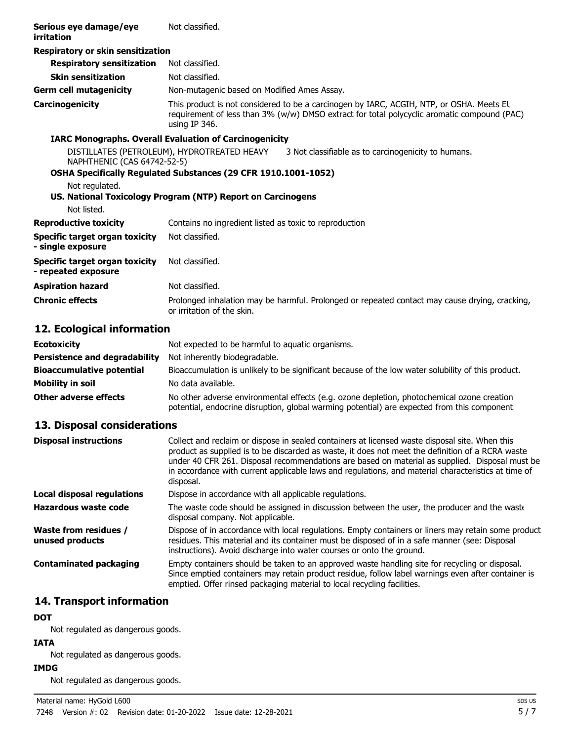| | |
|---|---|
| **Serious eye damage/eye irritation** | Not classified. |
| **Respiratory or skin sensitization** | |
| **Respiratory sensitization** | Not classified. |
| **Skin sensitization** | Not classified. |
| **Germ cell mutagenicity** | Non-mutagenic based on Modified Ames Assay. |
| **Carcinogenicity** | This product is not considered to be a carcinogen by IARC, ACGIH, NTP, or OSHA. Meets EU requirement of less than 3% (w/w) DMSO extract for total polycyclic aromatic compound (PAC) using IP 346. |

**IARC Monographs. Overall Evaluation of Carcinogenicity**

| | |
|---|---|
| DISTILLATES (PETROLEUM), HYDROTREATED HEAVY NAPHTHENIC (CAS 64742-52-5) | 3 Not classifiable as to carcinogenicity to humans. |

**OSHA Specifically Regulated Substances (29 CFR 1910.1001-1052)**

Not regulated.

**US. National Toxicology Program (NTP) Report on Carcinogens**

Not listed.

| | |
|---|---|
| **Reproductive toxicity** | Contains no ingredient listed as toxic to reproduction |
| **Specific target organ toxicity - single exposure** | Not classified. |
| **Specific target organ toxicity - repeated exposure** | Not classified. |
| **Aspiration hazard** | Not classified. |
| **Chronic effects** | Prolonged inhalation may be harmful. Prolonged or repeated contact may cause drying, cracking, or irritation of the skin. |

## 12. Ecological information

| | |
|---|---|
| **Ecotoxicity** | Not expected to be harmful to aquatic organisms. |
| **Persistence and degradability** | Not inherently biodegradable. |
| **Bioaccumulative potential** | Bioaccumulation is unlikely to be significant because of the low water solubility of this product. |
| **Mobility in soil** | No data available. |
| **Other adverse effects** | No other adverse environmental effects (e.g. ozone depletion, photochemical ozone creation potential, endocrine disruption, global warming potential) are expected from this component |

## 13. Disposal considerations

| | |
|---|---|
| **Disposal instructions** | Collect and reclaim or dispose in sealed containers at licensed waste disposal site. When this product as supplied is to be discarded as waste, it does not meet the definition of a RCRA waste under 40 CFR 261. Disposal recommendations are based on material as supplied. Disposal must be in accordance with current applicable laws and regulations, and material characteristics at time of disposal. |
| **Local disposal regulations** | Dispose in accordance with all applicable regulations. |
| **Hazardous waste code** | The waste code should be assigned in discussion between the user, the producer and the waste disposal company. Not applicable. |
| **Waste from residues / unused products** | Dispose of in accordance with local regulations. Empty containers or liners may retain some product residues. This material and its container must be disposed of in a safe manner (see: Disposal instructions). Avoid discharge into water courses or onto the ground. |
| **Contaminated packaging** | Empty containers should be taken to an approved waste handling site for recycling or disposal. Since emptied containers may retain product residue, follow label warnings even after container is emptied. Offer rinsed packaging material to local recycling facilities. |

## 14. Transport information

**DOT**

Not regulated as dangerous goods.

**IATA**

Not regulated as dangerous goods.

**IMDG**

Not regulated as dangerous goods.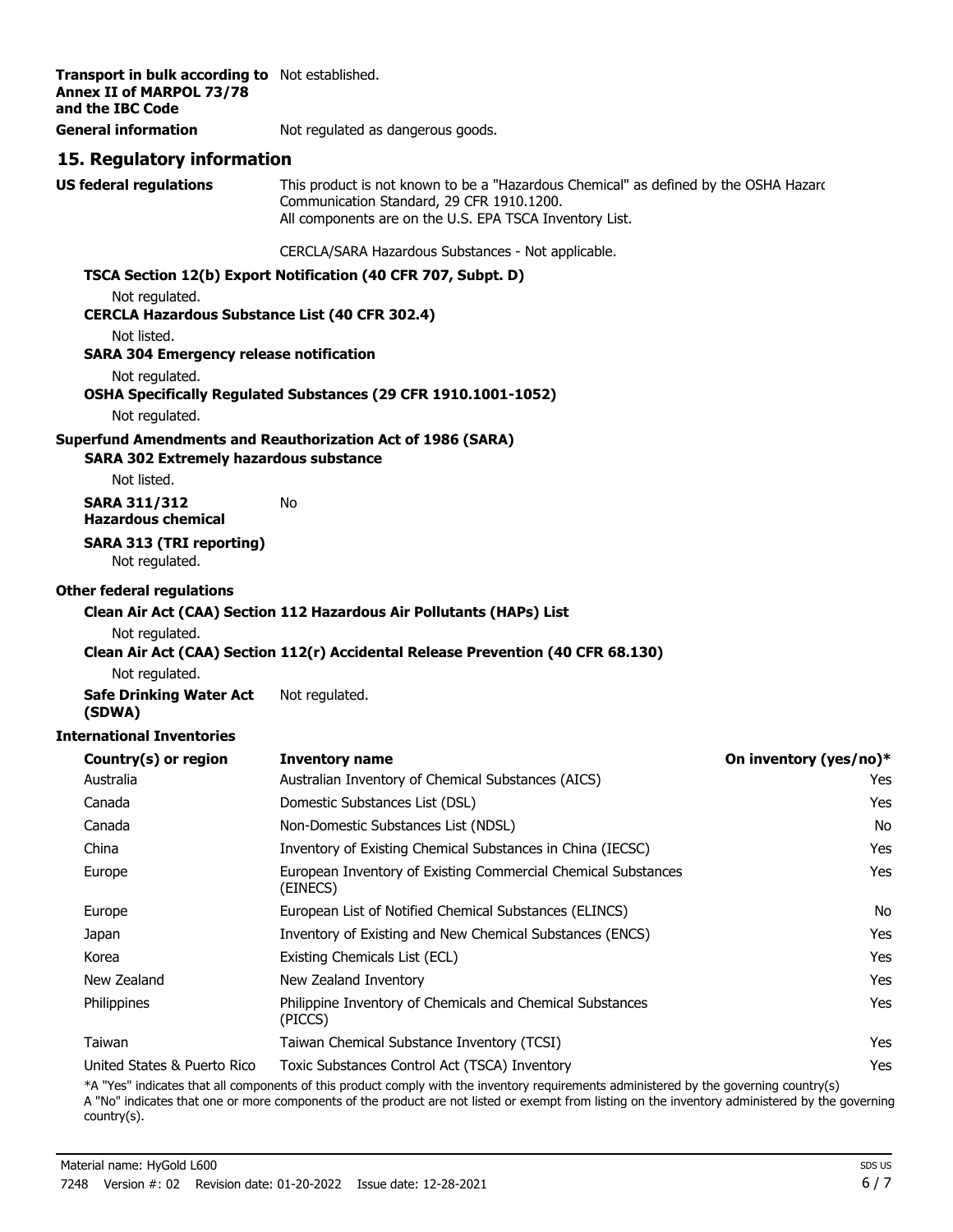**Transport in bulk according to Annex II of MARPOL 73/78 and the IBC Code** Not established.

**General information** Not regulated as dangerous goods.

## 15. Regulatory information

**US federal regulations** This product is not known to be a "Hazardous Chemical" as defined by the OSHA Hazard Communication Standard, 29 CFR 1910.1200.
All components are on the U.S. EPA TSCA Inventory List.

CERCLA/SARA Hazardous Substances - Not applicable.

**TSCA Section 12(b) Export Notification (40 CFR 707, Subpt. D)**

Not regulated.

**CERCLA Hazardous Substance List (40 CFR 302.4)**

Not listed.

**SARA 304 Emergency release notification**

Not regulated.

**OSHA Specifically Regulated Substances (29 CFR 1910.1001-1052)**

Not regulated.

**Superfund Amendments and Reauthorization Act of 1986 (SARA)**

**SARA 302 Extremely hazardous substance**

Not listed.

**SARA 311/312 Hazardous chemical** No

**SARA 313 (TRI reporting)**

Not regulated.

**Other federal regulations**

**Clean Air Act (CAA) Section 112 Hazardous Air Pollutants (HAPs) List**

Not regulated.

**Clean Air Act (CAA) Section 112(r) Accidental Release Prevention (40 CFR 68.130)**

Not regulated.

**Safe Drinking Water Act (SDWA)** Not regulated.

**International Inventories**

| Country(s) or region | Inventory name | On inventory (yes/no)* |
|---|---|---|
| Australia | Australian Inventory of Chemical Substances (AICS) | Yes |
| Canada | Domestic Substances List (DSL) | Yes |
| Canada | Non-Domestic Substances List (NDSL) | No |
| China | Inventory of Existing Chemical Substances in China (IECSC) | Yes |
| Europe | European Inventory of Existing Commercial Chemical Substances (EINECS) | Yes |
| Europe | European List of Notified Chemical Substances (ELINCS) | No |
| Japan | Inventory of Existing and New Chemical Substances (ENCS) | Yes |
| Korea | Existing Chemicals List (ECL) | Yes |
| New Zealand | New Zealand Inventory | Yes |
| Philippines | Philippine Inventory of Chemicals and Chemical Substances (PICCS) | Yes |
| Taiwan | Taiwan Chemical Substance Inventory (TCSI) | Yes |
| United States & Puerto Rico | Toxic Substances Control Act (TSCA) Inventory | Yes |

*A "Yes" indicates that all components of this product comply with the inventory requirements administered by the governing country(s)
A "No" indicates that one or more components of the product are not listed or exempt from listing on the inventory administered by the governing country(s).

Material name: HyGold L600

7248 Version #: 02 Revision date: 01-20-2022 Issue date: 12-28-2021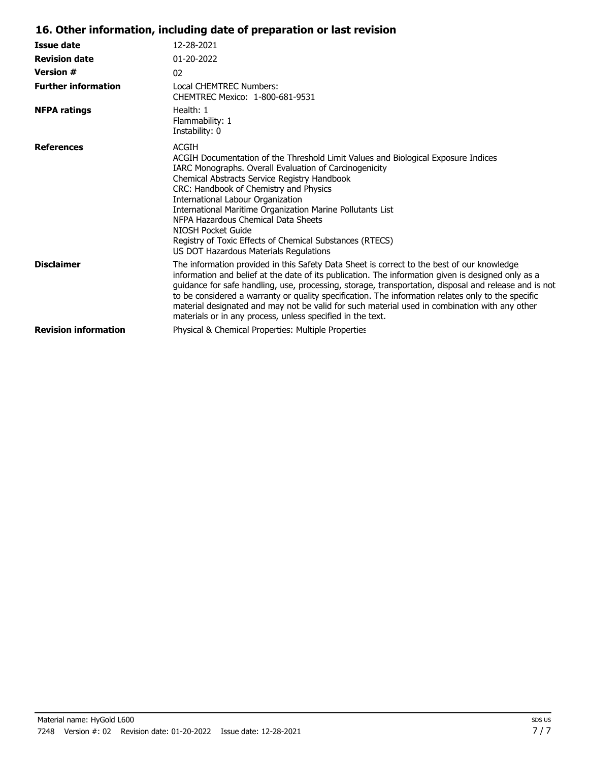## 16. Other information, including date of preparation or last revision

| | |
|---|---|
| **Issue date** | 12-28-2021 |
| **Revision date** | 01-20-2022 |
| **Version #** | 02 |
| **Further information** | Local CHEMTREC Numbers:<br>CHEMTREC Mexico: 1-800-681-9531 |
| **NFPA ratings** | Health: 1<br>Flammability: 1<br>Instability: 0 |
| **References** | ACGIH<br>ACGIH Documentation of the Threshold Limit Values and Biological Exposure Indices<br>IARC Monographs. Overall Evaluation of Carcinogenicity<br>Chemical Abstracts Service Registry Handbook<br>CRC: Handbook of Chemistry and Physics<br>International Labour Organization<br>International Maritime Organization Marine Pollutants List<br>NFPA Hazardous Chemical Data Sheets<br>NIOSH Pocket Guide<br>Registry of Toxic Effects of Chemical Substances (RTECS)<br>US DOT Hazardous Materials Regulations |
| **Disclaimer** | The information provided in this Safety Data Sheet is correct to the best of our knowledge information and belief at the date of its publication. The information given is designed only as a guidance for safe handling, use, processing, storage, transportation, disposal and release and is not to be considered a warranty or quality specification. The information relates only to the specific material designated and may not be valid for such material used in combination with any other materials or in any process, unless specified in the text. |
| **Revision information** | Physical & Chemical Properties: Multiple Properties |

Material name: HyGold L600

7248 Version #: 02 Revision date: 01-20-2022 Issue date: 12-28-2021

SDS US